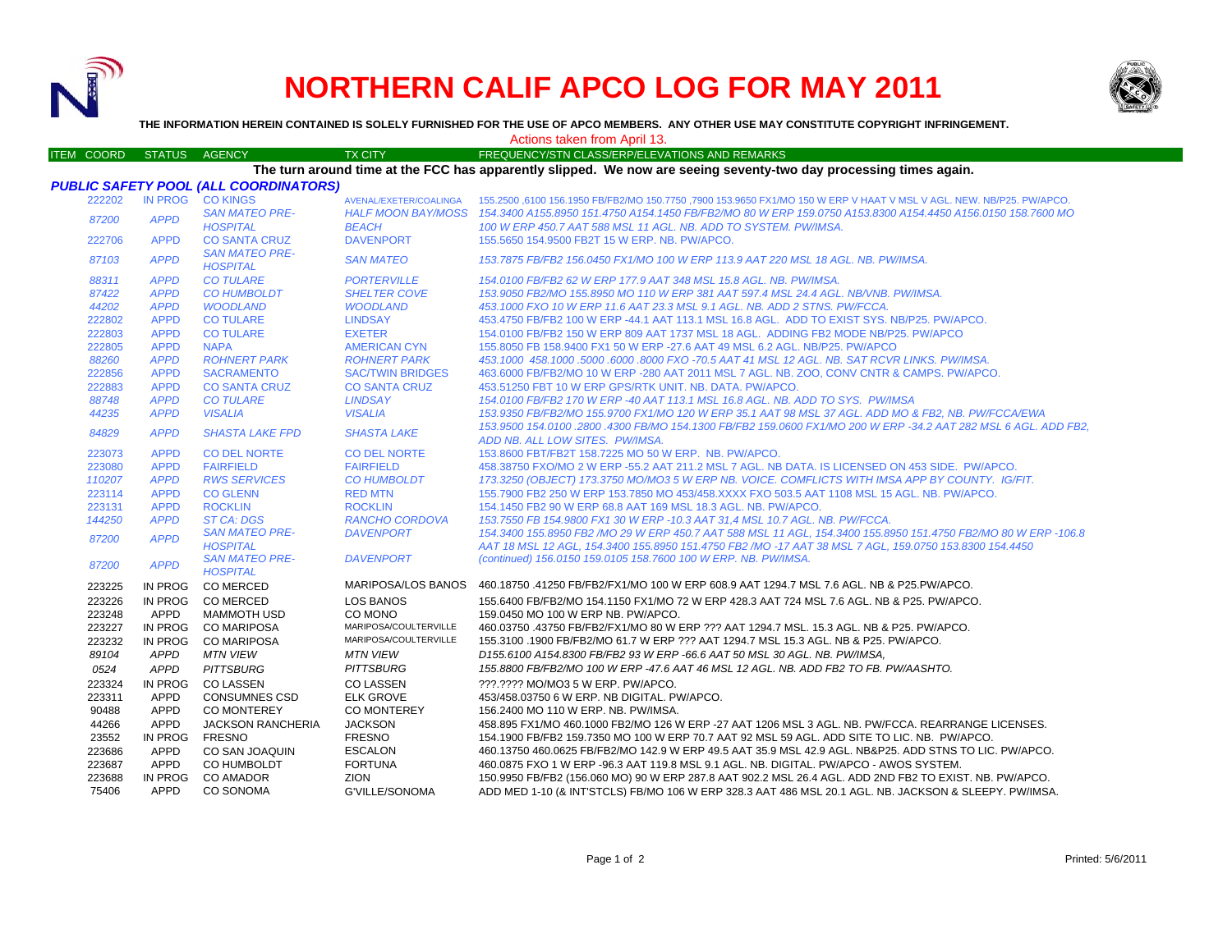# NORTHERN CALIF APCO LOG FOR MAY 2011

**THE INFORMATION HEREIN CONTAINED IS SOLELY FURNISHED FOR THE USE OF APCO MEMBERS. ANY OTHER USE MAY CONSTITUTE COPYRIGHT INFRINGEMENT.**

Actions taken from April 13.

| ITEM COORD | STATUS | AGENCY | TX CITY | FREQUENCY/STN CLASS/ERP/ELEVATIONS AND REMARKS |
|---|---|---|---|---|
| **The turn around time at the FCC has apparently slipped. We now are seeing seventy-two day processing times again.** | | | | |
| ***PUBLIC SAFETY POOL (ALL COORDINATORS)*** | | | | |
| 222202 | IN PROG | CO KINGS | AVENAL/EXETER/COALINGA | 155.2500 ,6100 156.1950 FB/FB2/MO 150.7750 ,7900 153.9650 FX1/MO 150 W ERP V HAAT V MSL V AGL. NEW. NB/P25. PW/APCO. |
| *87200* | *APPD* | *SAN MATEO PRE-HOSPITAL* | *HALF MOON BAY/MOSS BEACH* | *154.3400 A155.8950 151.4750 A154.1450 FB/FB2/MO 80 W ERP 159.0750 A153.8300 A154.4450 A156.0150 158.7600 MO 100 W ERP 450.7 AAT 588 MSL 11 AGL. NB. ADD TO SYSTEM. PW/IMSA.* |
| 222706 | APPD | CO SANTA CRUZ | DAVENPORT | 155.5650 154.9500 FB2T 15 W ERP. NB. PW/APCO. |
| *87103* | *APPD* | *SAN MATEO PRE-HOSPITAL* | *SAN MATEO* | *153.7875 FB/FB2 156.0450 FX1/MO 100 W ERP 113.9 AAT 220 MSL 18 AGL. NB. PW/IMSA.* |
| *88311* | *APPD* | *CO TULARE* | *PORTERVILLE* | *154.0100 FB/FB2 62 W ERP 177.9 AAT 348 MSL 15.8 AGL. NB. PW/IMSA.* |
| *87422* | *APPD* | *CO HUMBOLDT* | *SHELTER COVE* | *153.9050 FB2/MO 155.8950 MO 110 W ERP 381 AAT 597.4 MSL 24.4 AGL. NB/VNB. PW/IMSA.* |
| *44202* | *APPD* | *WOODLAND* | *WOODLAND* | *453.1000 FXO 10 W ERP 11.6 AAT 23.3 MSL 9.1 AGL. NB. ADD 2 STNS. PW/FCCA.* |
| 222802 | APPD | CO TULARE | LINDSAY | 453.4750 FB/FB2 100 W ERP -44.1 AAT 113.1 MSL 16.8 AGL. ADD TO EXIST SYS. NB/P25. PW/APCO. |
| 222803 | APPD | CO TULARE | EXETER | 154.0100 FB/FB2 150 W ERP 809 AAT 1737 MSL 18 AGL. ADDING FB2 MODE NB/P25. PW/APCO |
| 222805 | APPD | NAPA | AMERICAN CYN | 155.8050 FB 158.9400 FX1 50 W ERP -27.6 AAT 49 MSL 6.2 AGL. NB/P25. PW/APCO |
| *88260* | *APPD* | *ROHNERT PARK* | *ROHNERT PARK* | *453.1000 458.1000 .5000 .6000 .8000 FXO -70.5 AAT 41 MSL 12 AGL. NB. SAT RCVR LINKS. PW/IMSA.* |
| 222856 | APPD | SACRAMENTO | SAC/TWIN BRIDGES | 463.6000 FB/FB2/MO 10 W ERP -280 AAT 2011 MSL 7 AGL. NB. ZOO, CONV CNTR & CAMPS. PW/APCO. |
| 222883 | APPD | CO SANTA CRUZ | CO SANTA CRUZ | 453.51250 FBT 10 W ERP GPS/RTK UNIT. NB. DATA. PW/APCO. |
| *88748* | *APPD* | *CO TULARE* | *LINDSAY* | *154.0100 FB/FB2 170 W ERP -40 AAT 113.1 MSL 16.8 AGL. NB. ADD TO SYS. PW/IMSA* |
| *44235* | *APPD* | *VISALIA* | *VISALIA* | *153.9350 FB/FB2/MO 155.9700 FX1/MO 120 W ERP 35.1 AAT 98 MSL 37 AGL. ADD MO & FB2, NB. PW/FCCA/EWA* |
| *84829* | *APPD* | *SHASTA LAKE FPD* | *SHASTA LAKE* | *153.9500 154.0100 .2800 .4300 FB/MO 154.1300 FB/FB2 159.0600 FX1/MO 200 W ERP -34.2 AAT 282 MSL 6 AGL. ADD FB2, ADD NB. ALL LOW SITES. PW/IMSA.* |
| 223073 | APPD | CO DEL NORTE | CO DEL NORTE | 153.8600 FBT/FB2T 158.7225 MO 50 W ERP. NB. PW/APCO. |
| 223080 | APPD | FAIRFIELD | FAIRFIELD | 458.38750 FXO/MO 2 W ERP -55.2 AAT 211.2 MSL 7 AGL. NB DATA. IS LICENSED ON 453 SIDE. PW/APCO. |
| *110207* | *APPD* | *RWS SERVICES* | *CO HUMBOLDT* | *173.3250 (OBJECT) 173.3750 MO/MO3 5 W ERP NB. VOICE. COMFLICTS WITH IMSA APP BY COUNTY. IG/FIT.* |
| 223114 | APPD | CO GLENN | RED MTN | 155.7900 FB2 250 W ERP 153.7850 MO 453/458.XXXX FXO 503.5 AAT 1108 MSL 15 AGL. NB. PW/APCO. |
| 223131 | APPD | ROCKLIN | ROCKLIN | 154.1450 FB2 90 W ERP 68.8 AAT 169 MSL 18.3 AGL. NB. PW/APCO. |
| *144250* | *APPD* | *ST CA: DGS* | *RANCHO CORDOVA* | *153.7550 FB 154.9800 FX1 30 W ERP -10.3 AAT 31,4 MSL 10.7 AGL. NB. PW/FCCA.* |
| *87200* | *APPD* | *SAN MATEO PRE-HOSPITAL* | *DAVENPORT* | *154.3400 155.8950 FB2 /MO 29 W ERP 450.7 AAT 588 MSL 11 AGL, 154.3400 155.8950 151.4750 FB2/MO 80 W ERP -106.8 AAT 18 MSL 12 AGL, 154.3400 155.8950 151.4750 FB2 /MO -17 AAT 38 MSL 7 AGL, 159.0750 153.8300 154.4450* |
| *87200* | *APPD* | *SAN MATEO PRE-HOSPITAL* | *DAVENPORT* | *(continued) 156.0150 159.0105 158.7600 100 W ERP. NB. PW/IMSA.* |
| 223225 | IN PROG | CO MERCED | MARIPOSA/LOS BANOS | 460.18750 .41250 FB/FB2/FX1/MO 100 W ERP 608.9 AAT 1294.7 MSL 7.6 AGL. NB & P25.PW/APCO. |
| 223226 | IN PROG | CO MERCED | LOS BANOS | 155.6400 FB/FB2/MO 154.1150 FX1/MO 72 W ERP 428.3 AAT 724 MSL 7.6 AGL. NB & P25. PW/APCO. |
| 223248 | APPD | MAMMOTH USD | CO MONO | 159.0450 MO 100 W ERP NB. PW/APCO. |
| 223227 | IN PROG | CO MARIPOSA | MARIPOSA/COULTERVILLE | 460.03750 .43750 FB/FB2/FX1/MO 80 W ERP ??? AAT 1294.7 MSL. 15.3 AGL. NB & P25. PW/APCO. |
| 223232 | IN PROG | CO MARIPOSA | MARIPOSA/COULTERVILLE | 155.3100 .1900 FB/FB2/MO 61.7 W ERP ??? AAT 1294.7 MSL 15.3 AGL. NB & P25. PW/APCO. |
| *89104* | *APPD* | *MTN VIEW* | *MTN VIEW* | *D155.6100 A154.8300 FB/FB2 93 W ERP -66.6 AAT 50 MSL 30 AGL. NB. PW/IMSA,* |
| *0524* | *APPD* | *PITTSBURG* | *PITTSBURG* | *155.8800 FB/FB2/MO 100 W ERP -47.6 AAT 46 MSL 12 AGL. NB. ADD FB2 TO FB. PW/AASHTO.* |
| 223324 | IN PROG | CO LASSEN | CO LASSEN | ???.???? MO/MO3 5 W ERP. PW/APCO. |
| 223311 | APPD | CONSUMNES CSD | ELK GROVE | 453/458.03750 6 W ERP. NB DIGITAL. PW/APCO. |
| 90488 | APPD | CO MONTEREY | CO MONTEREY | 156.2400 MO 110 W ERP. NB. PW/IMSA. |
| 44266 | APPD | JACKSON RANCHERIA | JACKSON | 458.895 FX1/MO 460.1000 FB2/MO 126 W ERP -27 AAT 1206 MSL 3 AGL. NB. PW/FCCA. REARRANGE LICENSES. |
| 23552 | IN PROG | FRESNO | FRESNO | 154.1900 FB/FB2 159.7350 MO 100 W ERP 70.7 AAT 92 MSL 59 AGL. ADD SITE TO LIC. NB. PW/APCO. |
| 223686 | APPD | CO SAN JOAQUIN | ESCALON | 460.13750 460.0625 FB/FB2/MO 142.9 W ERP 49.5 AAT 35.9 MSL 42.9 AGL. NB&P25. ADD STNS TO LIC. PW/APCO. |
| 223687 | APPD | CO HUMBOLDT | FORTUNA | 460.0875 FXO 1 W ERP -96.3 AAT 119.8 MSL 9.1 AGL. NB. DIGITAL. PW/APCO - AWOS SYSTEM. |
| 223688 | IN PROG | CO AMADOR | ZION | 150.9950 FB/FB2 (156.060 MO) 90 W ERP 287.8 AAT 902.2 MSL 26.4 AGL. ADD 2ND FB2 TO EXIST. NB. PW/APCO. |
| 75406 | APPD | CO SONOMA | G'VILLE/SONOMA | ADD MED 1-10 (& INT'STCLS) FB/MO 106 W ERP 328.3 AAT 486 MSL 20.1 AGL. NB. JACKSON & SLEEPY. PW/IMSA. |

Printed: 5/6/2011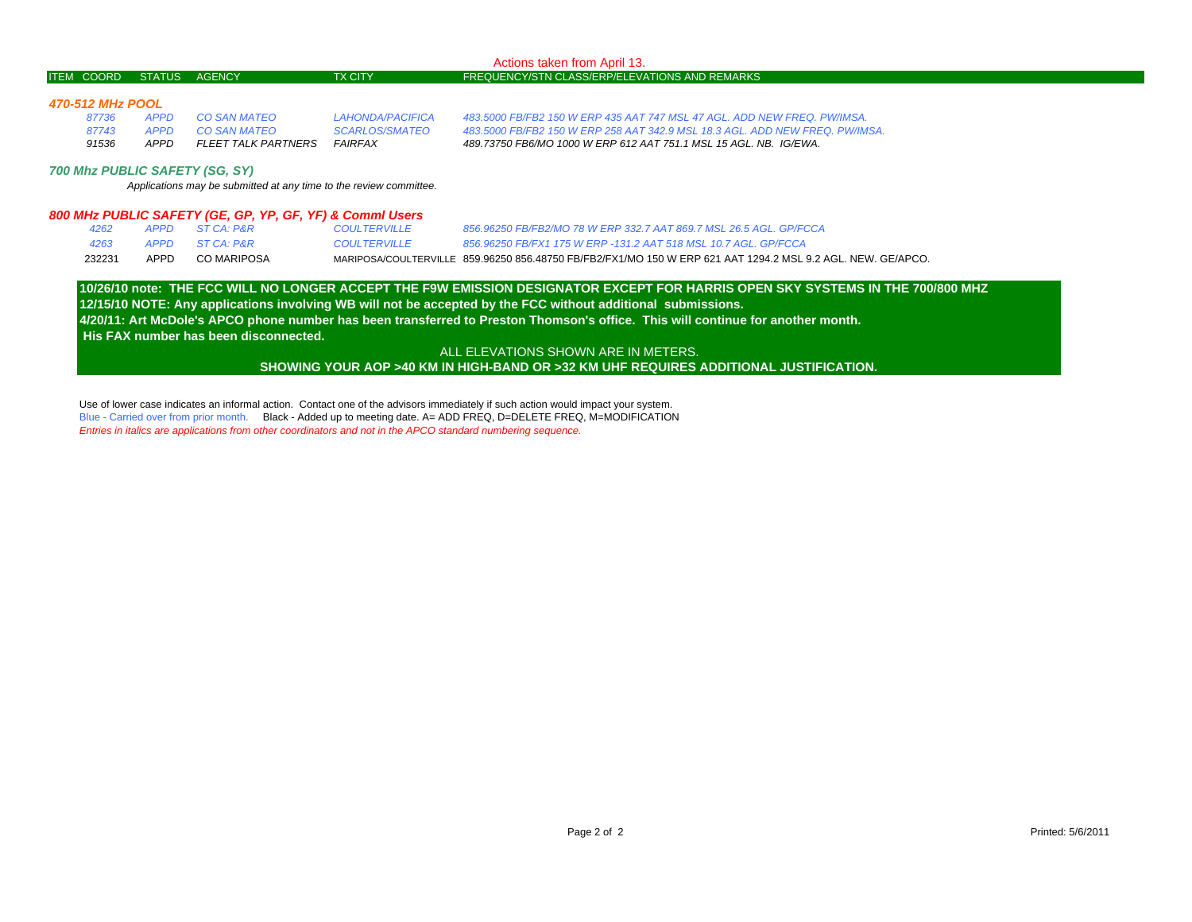Actions taken from April 13.

| ITEM | COORD | STATUS | AGENCY | TX CITY | FREQUENCY/STN CLASS/ERP/ELEVATIONS AND REMARKS |
|---|---|---|---|---|---|
| ***470-512 MHz POOL*** | | | | | |
| | *87736* | *APPD* | *CO SAN MATEO* | *LAHONDA/PACIFICA* | *483.5000 FB/FB2 150 W ERP 435 AAT 747 MSL 47 AGL. ADD NEW FREQ. PW/IMSA.* |
| | *87743* | *APPD* | *CO SAN MATEO* | *SCARLOS/SMATEO* | *483.5000 FB/FB2 150 W ERP 258 AAT 342.9 MSL 18.3 AGL. ADD NEW FREQ. PW/IMSA.* |
| | *91536* | *APPD* | *FLEET TALK PARTNERS* | *FAIRFAX* | *489.73750 FB6/MO 1000 W ERP 612 AAT 751.1 MSL 15 AGL. NB. IG/EWA.* |
| ***700 Mhz PUBLIC SAFETY (SG, SY)*** | | | | | |
| | *Applications may be submitted at any time to the review committee.* | | | | |
| ***800 MHz PUBLIC SAFETY (GE, GP, YP, GF, YF) & Comml Users*** | | | | | |
| | *4262* | *APPD* | *ST CA: P&R* | *COULTERVILLE* | *856.96250 FB/FB2/MO 78 W ERP 332.7 AAT 869.7 MSL 26.5 AGL. GP/FCCA* |
| | *4263* | *APPD* | *ST CA: P&R* | *COULTERVILLE* | *856.96250 FB/FX1 175 W ERP -131.2 AAT 518 MSL 10.7 AGL. GP/FCCA* |
| | 232231 | APPD | CO MARIPOSA | MARIPOSA/COULTERVILLE | 859.96250 856.48750 FB/FB2/FX1/MO 150 W ERP 621 AAT 1294.2 MSL 9.2 AGL. NEW. GE/APCO. |

**10/26/10 note: THE FCC WILL NO LONGER ACCEPT THE F9W EMISSION DESIGNATOR EXCEPT FOR HARRIS OPEN SKY SYSTEMS IN THE 700/800 MHZ**

**12/15/10 NOTE: Any applications involving WB will not be accepted by the FCC without additional submissions.**

**4/20/11: Art McDole's APCO phone number has been transferred to Preston Thomson's office. This will continue for another month. His FAX number has been disconnected.**

ALL ELEVATIONS SHOWN ARE IN METERS.

**SHOWING YOUR AOP >40 KM IN HIGH-BAND OR >32 KM UHF REQUIRES ADDITIONAL JUSTIFICATION.**

Use of lower case indicates an informal action. Contact one of the advisors immediately if such action would impact your system.

Blue - Carried over from prior month. Black - Added up to meeting date. A= ADD FREQ, D=DELETE FREQ, M=MODIFICATION

*Entries in italics are applications from other coordinators and not in the APCO standard numbering sequence.*

Printed: 5/6/2011